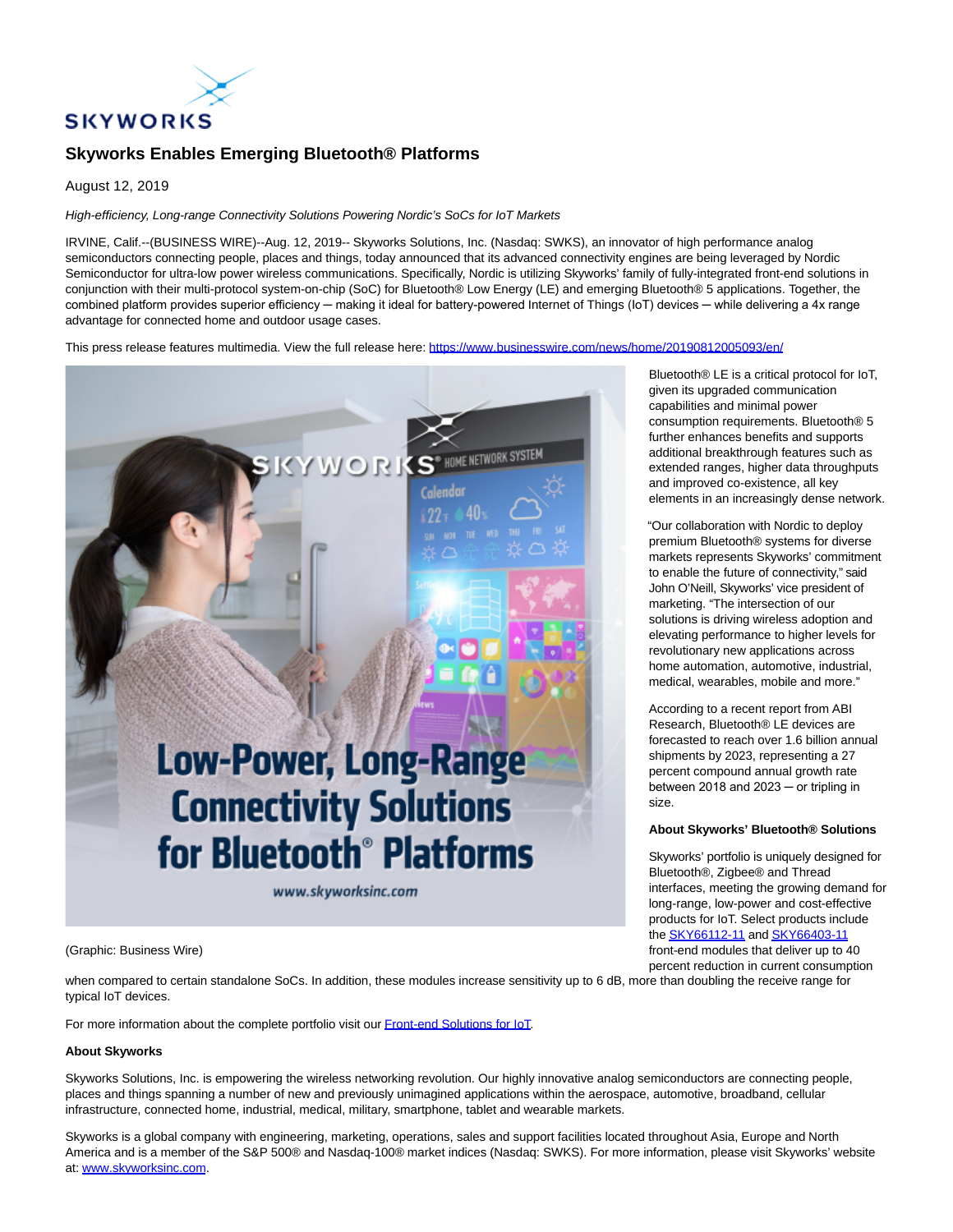# Skyworks Enables Emerging Bluetooth® Platforms

August 12, 2019

*High-efficiency, Long-range Connectivity Solutions Powering Nordic's SoCs for IoT Markets*

IRVINE, Calif.--(BUSINESS WIRE)--Aug. 12, 2019-- Skyworks Solutions, Inc. (Nasdaq: SWKS), an innovator of high performance analog semiconductors connecting people, places and things, today announced that its advanced connectivity engines are being leveraged by Nordic Semiconductor for ultra-low power wireless communications. Specifically, Nordic is utilizing Skyworks' family of fully-integrated front-end solutions in conjunction with their multi-protocol system-on-chip (SoC) for Bluetooth® Low Energy (LE) and emerging Bluetooth® 5 applications. Together, the combined platform provides superior efficiency ─ making it ideal for battery-powered Internet of Things (IoT) devices ─ while delivering a 4x range advantage for connected home and outdoor usage cases.

This press release features multimedia. View the full release here: https://www.businesswire.com/news/home/20190812005093/en/

(Graphic: Business Wire)

Bluetooth® LE is a critical protocol for IoT, given its upgraded communication capabilities and minimal power consumption requirements. Bluetooth® 5 further enhances benefits and supports additional breakthrough features such as extended ranges, higher data throughputs and improved co-existence, all key elements in an increasingly dense network.

"Our collaboration with Nordic to deploy premium Bluetooth® systems for diverse markets represents Skyworks' commitment to enable the future of connectivity," said John O'Neill, Skyworks' vice president of marketing. "The intersection of our solutions is driving wireless adoption and elevating performance to higher levels for revolutionary new applications across home automation, automotive, industrial, medical, wearables, mobile and more."

According to a recent report from ABI Research, Bluetooth® LE devices are forecasted to reach over 1.6 billion annual shipments by 2023, representing a 27 percent compound annual growth rate between 2018 and 2023 ─ or tripling in size.

**About Skyworks' Bluetooth® Solutions**

Skyworks' portfolio is uniquely designed for Bluetooth®, Zigbee® and Thread interfaces, meeting the growing demand for long-range, low-power and cost-effective products for IoT. Select products include the SKY66112-11 and SKY66403-11 front-end modules that deliver up to 40 percent reduction in current consumption when compared to certain standalone SoCs. In addition, these modules increase sensitivity up to 6 dB, more than doubling the receive range for typical IoT devices.

For more information about the complete portfolio visit our Front-end Solutions for IoT.

**About Skyworks**

Skyworks Solutions, Inc. is empowering the wireless networking revolution. Our highly innovative analog semiconductors are connecting people, places and things spanning a number of new and previously unimagined applications within the aerospace, automotive, broadband, cellular infrastructure, connected home, industrial, medical, military, smartphone, tablet and wearable markets.

Skyworks is a global company with engineering, marketing, operations, sales and support facilities located throughout Asia, Europe and North America and is a member of the S&P 500® and Nasdaq-100® market indices (Nasdaq: SWKS). For more information, please visit Skyworks' website at: www.skyworksinc.com.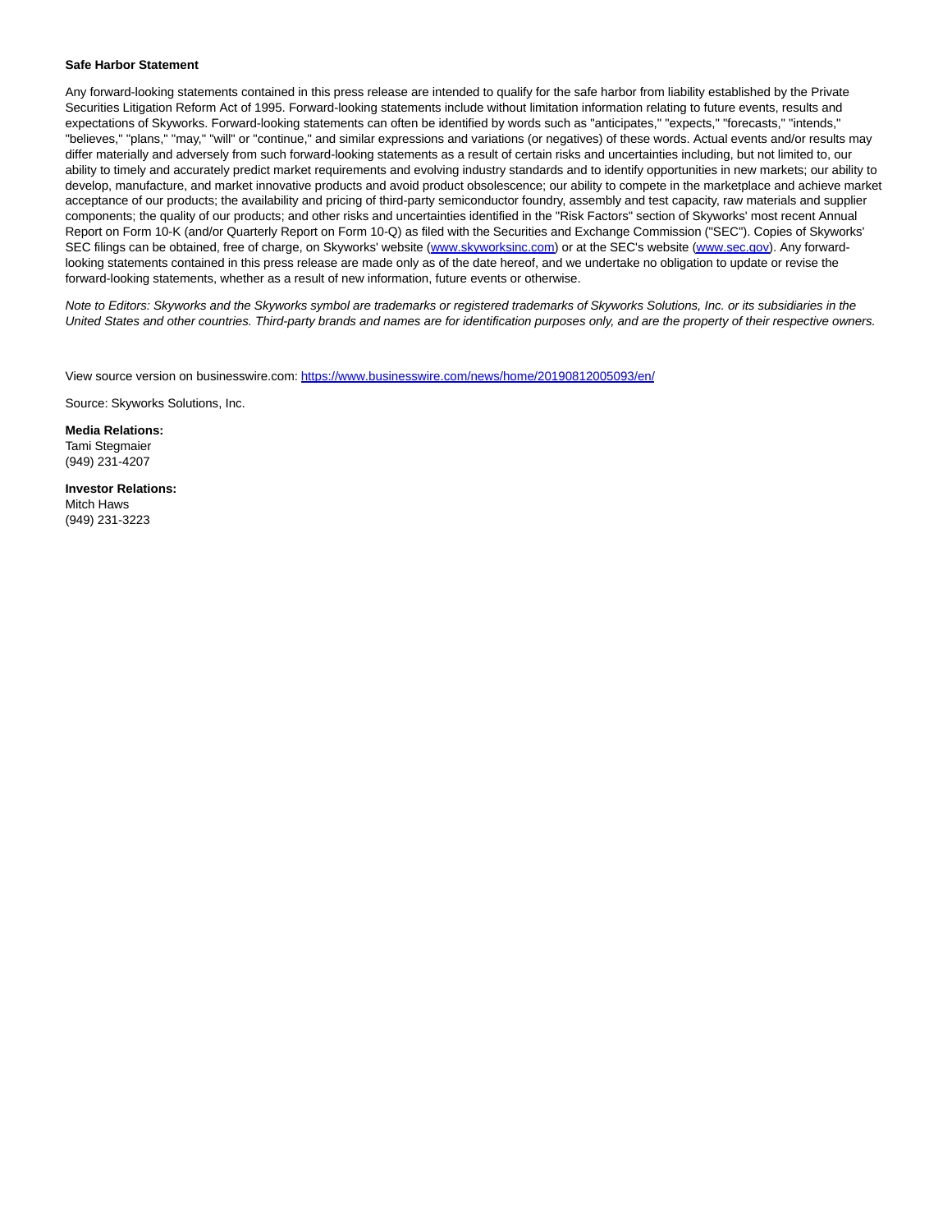**Safe Harbor Statement**

Any forward-looking statements contained in this press release are intended to qualify for the safe harbor from liability established by the Private Securities Litigation Reform Act of 1995. Forward-looking statements include without limitation information relating to future events, results and expectations of Skyworks. Forward-looking statements can often be identified by words such as "anticipates," "expects," "forecasts," "intends," "believes," "plans," "may," "will" or "continue," and similar expressions and variations (or negatives) of these words. Actual events and/or results may differ materially and adversely from such forward-looking statements as a result of certain risks and uncertainties including, but not limited to, our ability to timely and accurately predict market requirements and evolving industry standards and to identify opportunities in new markets; our ability to develop, manufacture, and market innovative products and avoid product obsolescence; our ability to compete in the marketplace and achieve market acceptance of our products; the availability and pricing of third-party semiconductor foundry, assembly and test capacity, raw materials and supplier components; the quality of our products; and other risks and uncertainties identified in the "Risk Factors" section of Skyworks' most recent Annual Report on Form 10-K (and/or Quarterly Report on Form 10-Q) as filed with the Securities and Exchange Commission ("SEC"). Copies of Skyworks' SEC filings can be obtained, free of charge, on Skyworks' website ([www.skyworksinc.com](http://www.skyworksinc.com)) or at the SEC's website ([www.sec.gov](http://www.sec.gov)). Any forward-looking statements contained in this press release are made only as of the date hereof, and we undertake no obligation to update or revise the forward-looking statements, whether as a result of new information, future events or otherwise.

*Note to Editors: Skyworks and the Skyworks symbol are trademarks or registered trademarks of Skyworks Solutions, Inc. or its subsidiaries in the United States and other countries. Third-party brands and names are for identification purposes only, and are the property of their respective owners.*

View source version on businesswire.com: [https://www.businesswire.com/news/home/20190812005093/en/](https://www.businesswire.com/news/home/20190812005093/en/)

Source: Skyworks Solutions, Inc.

**Media Relations:**
Tami Stegmaier
(949) 231-4207

**Investor Relations:**
Mitch Haws
(949) 231-3223